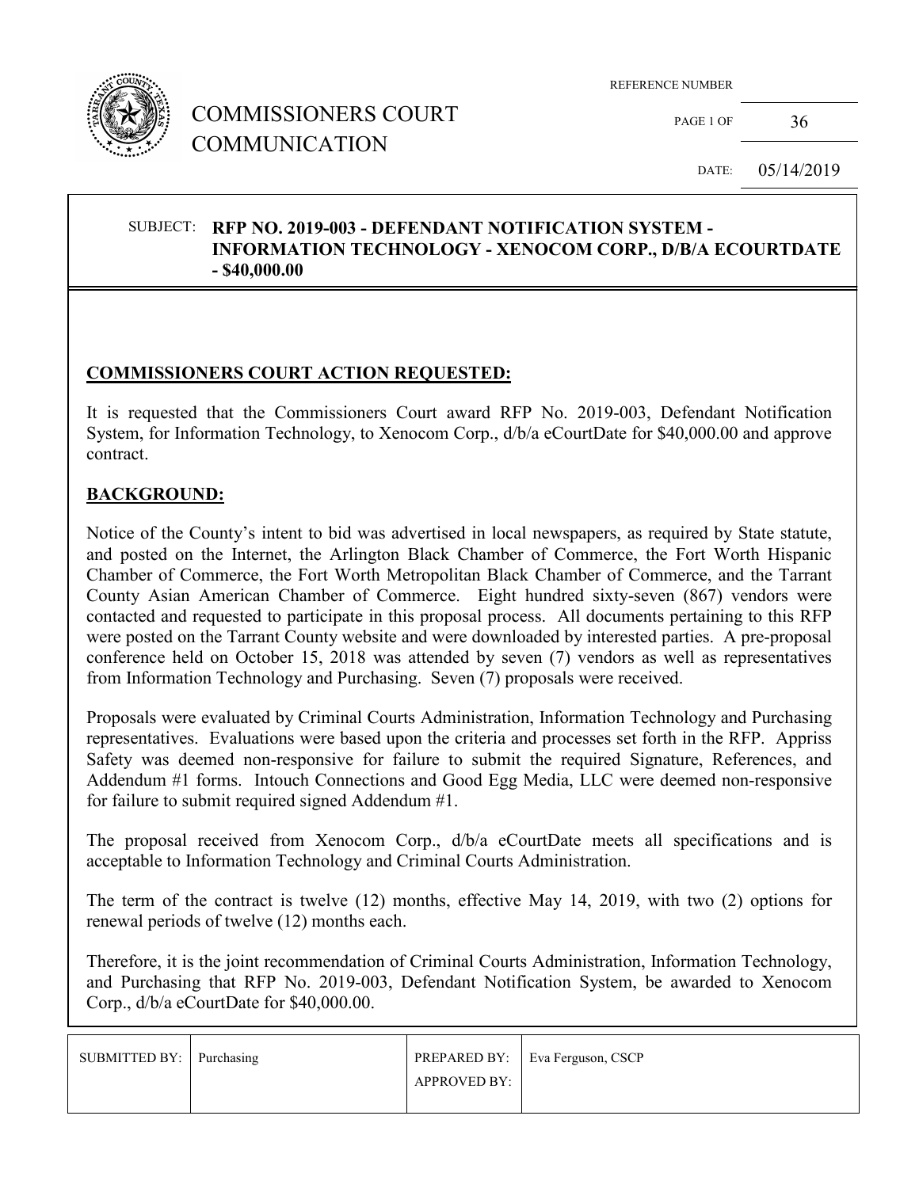# COMMISSIONERS COURT COMMUNICATION

REFERENCE NUMBER

PAGE 1 OF 36

DATE: 05/14/2019

SUBJECT: **RFP NO. 2019-003 - DEFENDANT NOTIFICATION SYSTEM - INFORMATION TECHNOLOGY - XENOCOM CORP., D/B/A ECOURTDATE - $40,000.00**

## COMMISSIONERS COURT ACTION REQUESTED:

It is requested that the Commissioners Court award RFP No. 2019-003, Defendant Notification System, for Information Technology, to Xenocom Corp., d/b/a eCourtDate for $40,000.00 and approve contract.

## BACKGROUND:

Notice of the County's intent to bid was advertised in local newspapers, as required by State statute, and posted on the Internet, the Arlington Black Chamber of Commerce, the Fort Worth Hispanic Chamber of Commerce, the Fort Worth Metropolitan Black Chamber of Commerce, and the Tarrant County Asian American Chamber of Commerce. Eight hundred sixty-seven (867) vendors were contacted and requested to participate in this proposal process. All documents pertaining to this RFP were posted on the Tarrant County website and were downloaded by interested parties. A pre-proposal conference held on October 15, 2018 was attended by seven (7) vendors as well as representatives from Information Technology and Purchasing. Seven (7) proposals were received.

Proposals were evaluated by Criminal Courts Administration, Information Technology and Purchasing representatives. Evaluations were based upon the criteria and processes set forth in the RFP. Appriss Safety was deemed non-responsive for failure to submit the required Signature, References, and Addendum #1 forms. Intouch Connections and Good Egg Media, LLC were deemed non-responsive for failure to submit required signed Addendum #1.

The proposal received from Xenocom Corp., d/b/a eCourtDate meets all specifications and is acceptable to Information Technology and Criminal Courts Administration.

The term of the contract is twelve (12) months, effective May 14, 2019, with two (2) options for renewal periods of twelve (12) months each.

Therefore, it is the joint recommendation of Criminal Courts Administration, Information Technology, and Purchasing that RFP No. 2019-003, Defendant Notification System, be awarded to Xenocom Corp., d/b/a eCourtDate for $40,000.00.

| SUBMITTED BY: | Purchasing | PREPARED BY: | Eva Ferguson, CSCP |
|---|---|---|---|
| | | APPROVED BY: | |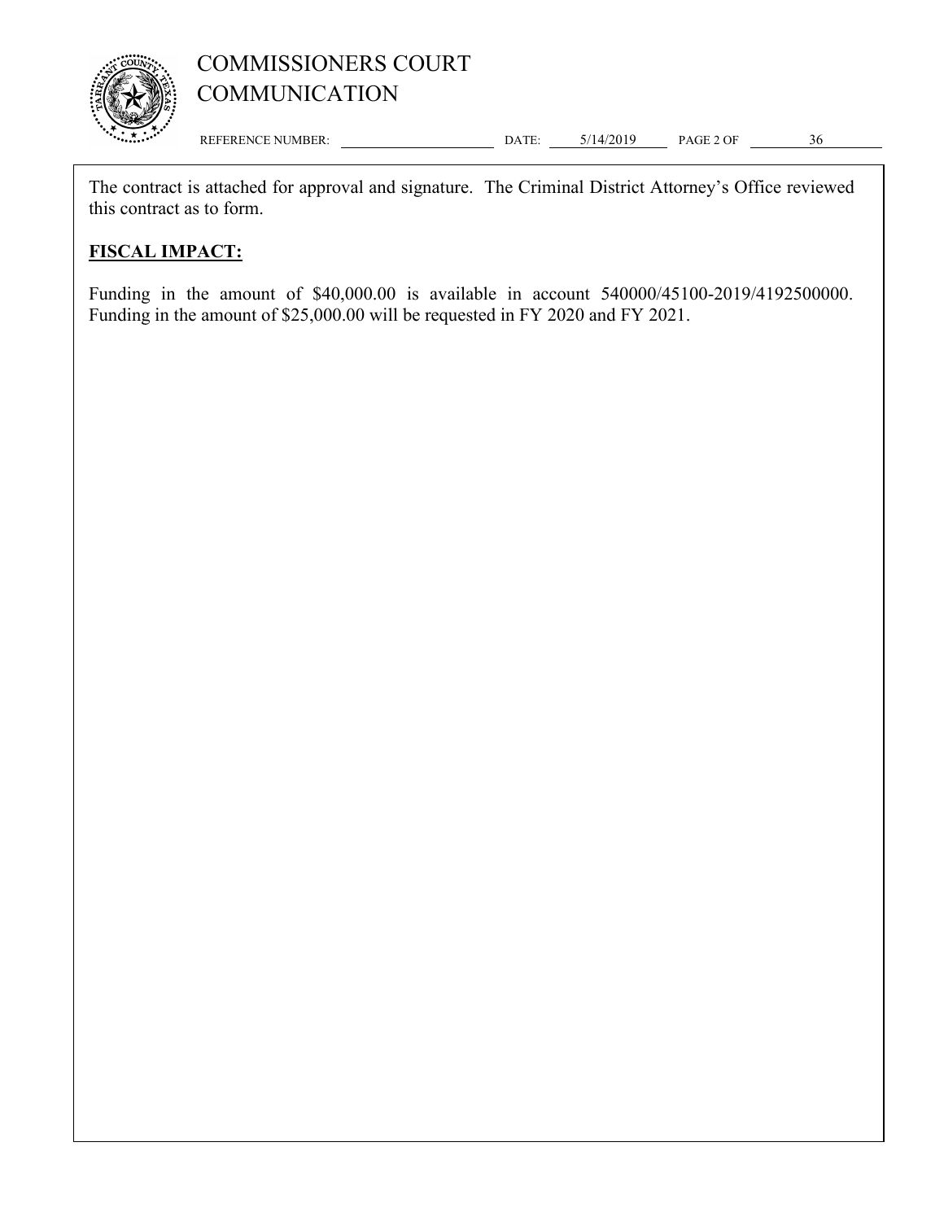The contract is attached for approval and signature. The Criminal District Attorney's Office reviewed this contract as to form.

## **FISCAL IMPACT:**

Funding in the amount of $40,000.00 is available in account 540000/45100-2019/4192500000. Funding in the amount of $25,000.00 will be requested in FY 2020 and FY 2021.